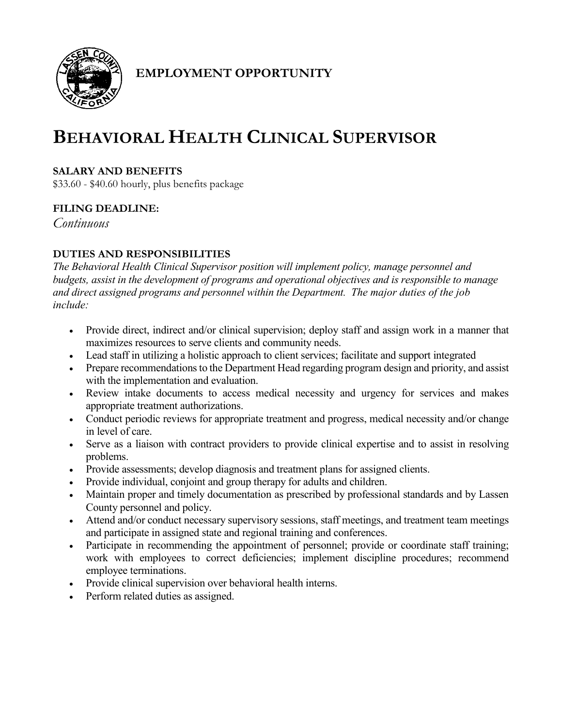**EMPLOYMENT OPPORTUNITY**

# BEHAVIORAL HEALTH CLINICAL SUPERVISOR

**SALARY AND BENEFITS**
$33.60 - $40.60 hourly, plus benefits package

**FILING DEADLINE:**
*Continuous*

**DUTIES AND RESPONSIBILITIES**
*The Behavioral Health Clinical Supervisor position will implement policy, manage personnel and budgets, assist in the development of programs and operational objectives and is responsible to manage and direct assigned programs and personnel within the Department. The major duties of the job include:*

- Provide direct, indirect and/or clinical supervision; deploy staff and assign work in a manner that maximizes resources to serve clients and community needs.
- Lead staff in utilizing a holistic approach to client services; facilitate and support integrated
- Prepare recommendations to the Department Head regarding program design and priority, and assist with the implementation and evaluation.
- Review intake documents to access medical necessity and urgency for services and makes appropriate treatment authorizations.
- Conduct periodic reviews for appropriate treatment and progress, medical necessity and/or change in level of care.
- Serve as a liaison with contract providers to provide clinical expertise and to assist in resolving problems.
- Provide assessments; develop diagnosis and treatment plans for assigned clients.
- Provide individual, conjoint and group therapy for adults and children.
- Maintain proper and timely documentation as prescribed by professional standards and by Lassen County personnel and policy.
- Attend and/or conduct necessary supervisory sessions, staff meetings, and treatment team meetings and participate in assigned state and regional training and conferences.
- Participate in recommending the appointment of personnel; provide or coordinate staff training; work with employees to correct deficiencies; implement discipline procedures; recommend employee terminations.
- Provide clinical supervision over behavioral health interns.
- Perform related duties as assigned.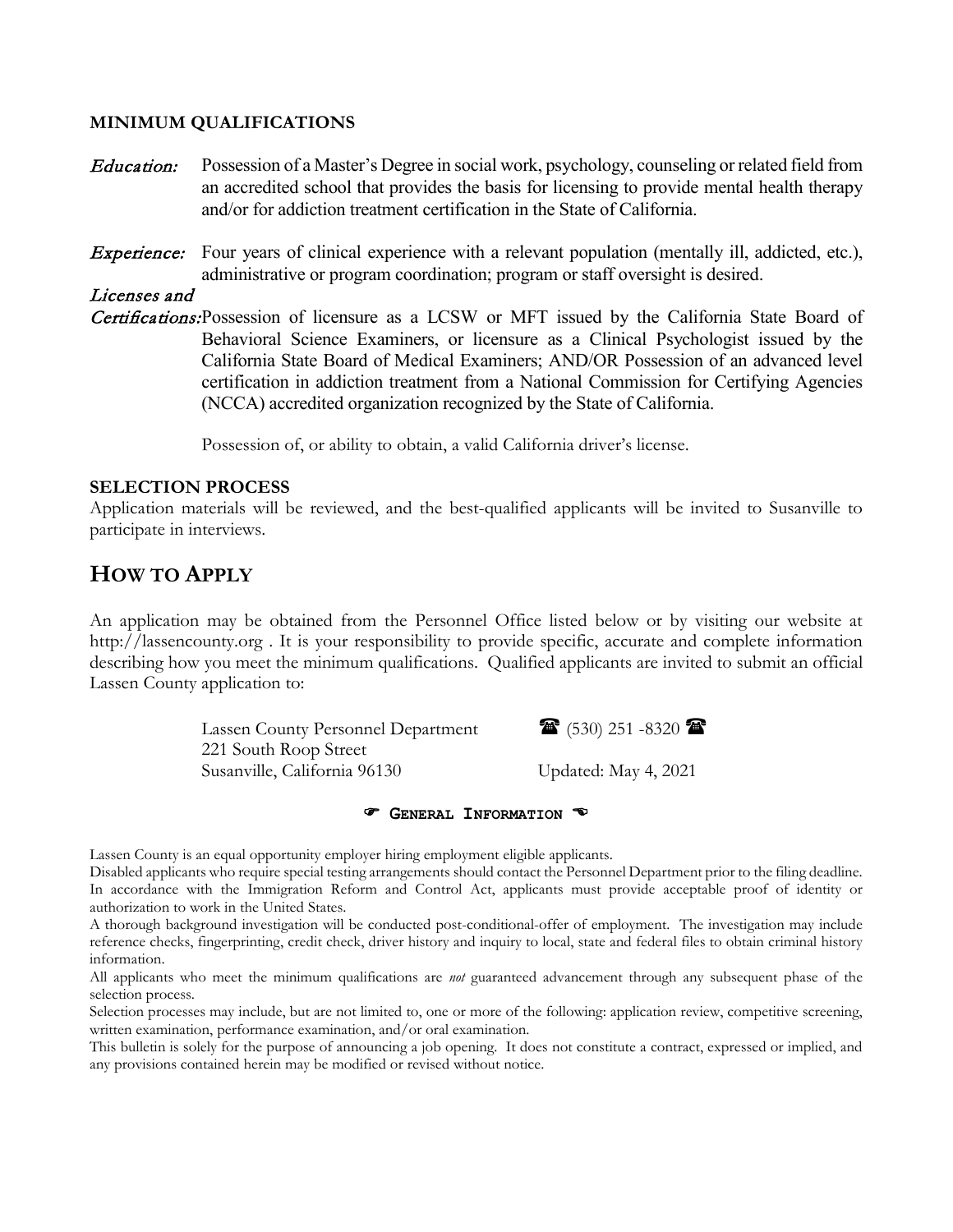**MINIMUM QUALIFICATIONS**

*Education:* Possession of a Master's Degree in social work, psychology, counseling or related field from an accredited school that provides the basis for licensing to provide mental health therapy and/or for addiction treatment certification in the State of California.

*Experience:* Four years of clinical experience with a relevant population (mentally ill, addicted, etc.), administrative or program coordination; program or staff oversight is desired.

*Licenses and Certifications:* Possession of licensure as a LCSW or MFT issued by the California State Board of Behavioral Science Examiners, or licensure as a Clinical Psychologist issued by the California State Board of Medical Examiners; AND/OR Possession of an advanced level certification in addiction treatment from a National Commission for Certifying Agencies (NCCA) accredited organization recognized by the State of California.

Possession of, or ability to obtain, a valid California driver's license.

**SELECTION PROCESS**

Application materials will be reviewed, and the best-qualified applicants will be invited to Susanville to participate in interviews.

## HOW TO APPLY

An application may be obtained from the Personnel Office listed below or by visiting our website at http://lassencounty.org . It is your responsibility to provide specific, accurate and complete information describing how you meet the minimum qualifications. Qualified applicants are invited to submit an official Lassen County application to:

Lassen County Personnel Department ☎ (530) 251 -8320 ☎
221 South Roop Street
Susanville, California 96130 Updated: May 4, 2021

☛ **GENERAL INFORMATION** ☚

Lassen County is an equal opportunity employer hiring employment eligible applicants.

Disabled applicants who require special testing arrangements should contact the Personnel Department prior to the filing deadline.

In accordance with the Immigration Reform and Control Act, applicants must provide acceptable proof of identity or authorization to work in the United States.

A thorough background investigation will be conducted post-conditional-offer of employment. The investigation may include reference checks, fingerprinting, credit check, driver history and inquiry to local, state and federal files to obtain criminal history information.

All applicants who meet the minimum qualifications are *not* guaranteed advancement through any subsequent phase of the selection process.

Selection processes may include, but are not limited to, one or more of the following: application review, competitive screening, written examination, performance examination, and/or oral examination.

This bulletin is solely for the purpose of announcing a job opening. It does not constitute a contract, expressed or implied, and any provisions contained herein may be modified or revised without notice.